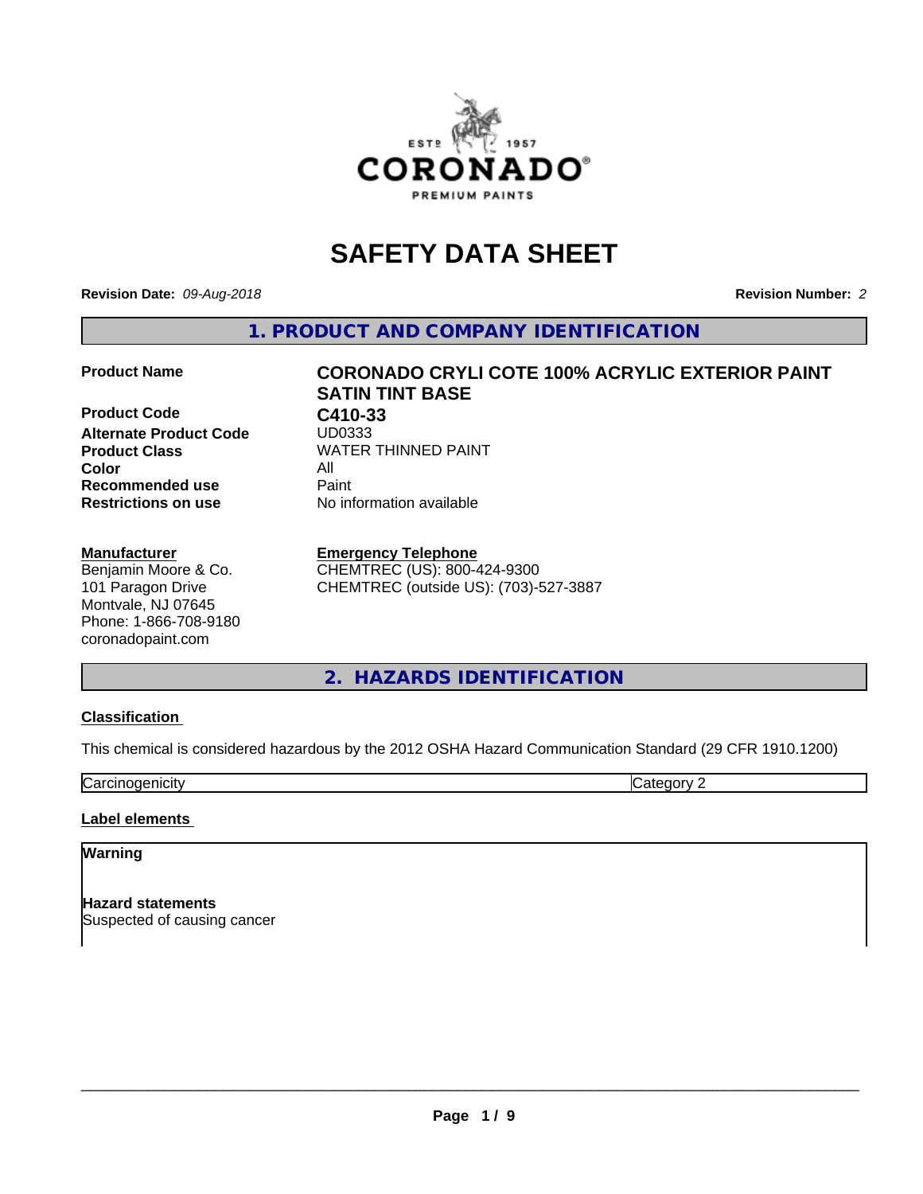# SAFETY DATA SHEET

**Revision Date:** *09-Aug-2018*

**Revision Number:** *2*

## 1. PRODUCT AND COMPANY IDENTIFICATION

| | |
|---|---|
| **Product Name** | **CORONADO CRYLI COTE 100% ACRYLIC EXTERIOR PAINT SATIN TINT BASE** |
| **Product Code** | **C410-33** |
| **Alternate Product Code** | UD0333 |
| **Product Class** | WATER THINNED PAINT |
| **Color** | All |
| **Recommended use** | Paint |
| **Restrictions on use** | No information available |

**Manufacturer**
Benjamin Moore & Co.
101 Paragon Drive
Montvale, NJ 07645
Phone: 1-866-708-9180
coronadopaint.com

**Emergency Telephone**
CHEMTREC (US): 800-424-9300
CHEMTREC (outside US): (703)-527-3887

## 2. HAZARDS IDENTIFICATION

**Classification**

This chemical is considered hazardous by the 2012 OSHA Hazard Communication Standard (29 CFR 1910.1200)

| Carcinogenicity | Category 2 |
|---|---|

**Label elements**

**Warning**

**Hazard statements**
Suspected of causing cancer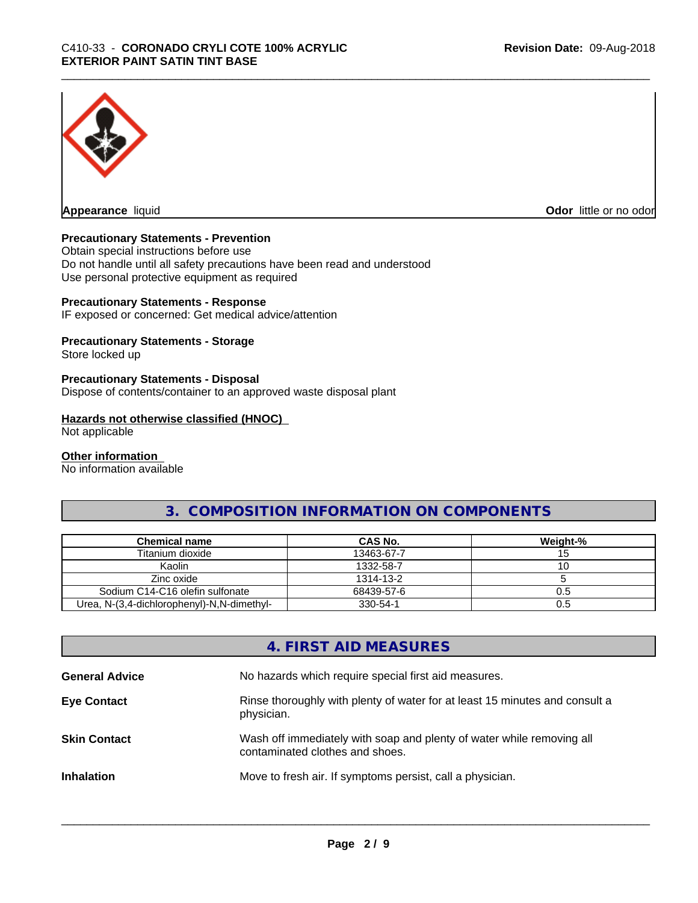**Appearance** liquid

**Odor** little or no odor

**Precautionary Statements - Prevention**
Obtain special instructions before use
Do not handle until all safety precautions have been read and understood
Use personal protective equipment as required

**Precautionary Statements - Response**
IF exposed or concerned: Get medical advice/attention

**Precautionary Statements - Storage**
Store locked up

**Precautionary Statements - Disposal**
Dispose of contents/container to an approved waste disposal plant

**Hazards not otherwise classified (HNOC)**
Not applicable

**Other information**
No information available

## 3. COMPOSITION INFORMATION ON COMPONENTS

| Chemical name | CAS No. | Weight-% |
|---|---|---|
| Titanium dioxide | 13463-67-7 | 15 |
| Kaolin | 1332-58-7 | 10 |
| Zinc oxide | 1314-13-2 | 5 |
| Sodium C14-C16 olefin sulfonate | 68439-57-6 | 0.5 |
| Urea, N-(3,4-dichlorophenyl)-N,N-dimethyl- | 330-54-1 | 0.5 |

## 4. FIRST AID MEASURES

**General Advice** No hazards which require special first aid measures.

**Eye Contact** Rinse thoroughly with plenty of water for at least 15 minutes and consult a physician.

**Skin Contact** Wash off immediately with soap and plenty of water while removing all contaminated clothes and shoes.

**Inhalation** Move to fresh air. If symptoms persist, call a physician.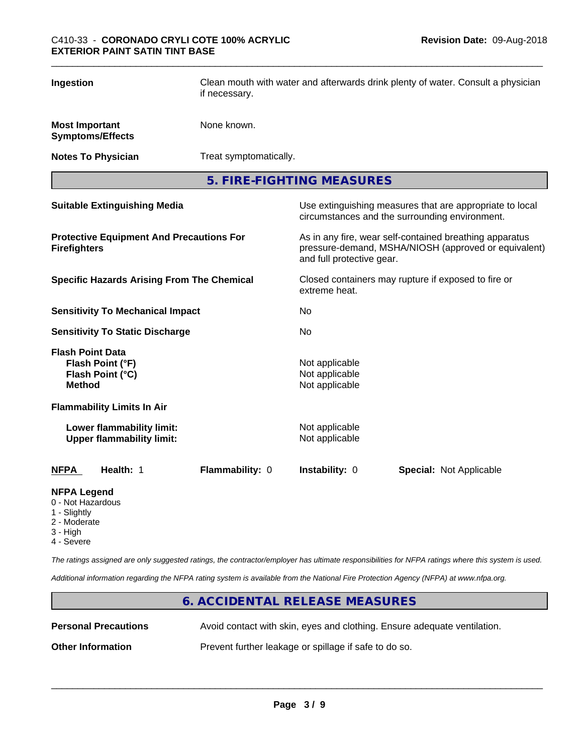| | |
|---|---|
| **Ingestion** | Clean mouth with water and afterwards drink plenty of water. Consult a physician if necessary. |
| **Most Important Symptoms/Effects** | None known. |
| **Notes To Physician** | Treat symptomatically. |

## 5. FIRE-FIGHTING MEASURES

| | |
|---|---|
| **Suitable Extinguishing Media** | Use extinguishing measures that are appropriate to local circumstances and the surrounding environment. |
| **Protective Equipment And Precautions For Firefighters** | As in any fire, wear self-contained breathing apparatus pressure-demand, MSHA/NIOSH (approved or equivalent) and full protective gear. |
| **Specific Hazards Arising From The Chemical** | Closed containers may rupture if exposed to fire or extreme heat. |
| **Sensitivity To Mechanical Impact** | No |
| **Sensitivity To Static Discharge** | No |

**Flash Point Data**

| | |
|---|---|
| **Flash Point (°F)** | Not applicable |
| **Flash Point (°C)** | Not applicable |
| **Method** | Not applicable |

**Flammability Limits In Air**

| | |
|---|---|
| **Lower flammability limit:** | Not applicable |
| **Upper flammability limit:** | Not applicable |

| **NFPA** | **Health:** 1 | **Flammability:** 0 | **Instability:** 0 | **Special:** Not Applicable |
|---|---|---|---|---|

**NFPA Legend**
- 0 - Not Hazardous
- 1 - Slightly
- 2 - Moderate
- 3 - High
- 4 - Severe

*The ratings assigned are only suggested ratings, the contractor/employer has ultimate responsibilities for NFPA ratings where this system is used.*

*Additional information regarding the NFPA rating system is available from the National Fire Protection Agency (NFPA) at www.nfpa.org.*

## 6. ACCIDENTAL RELEASE MEASURES

| | |
|---|---|
| **Personal Precautions** | Avoid contact with skin, eyes and clothing. Ensure adequate ventilation. |
| **Other Information** | Prevent further leakage or spillage if safe to do so. |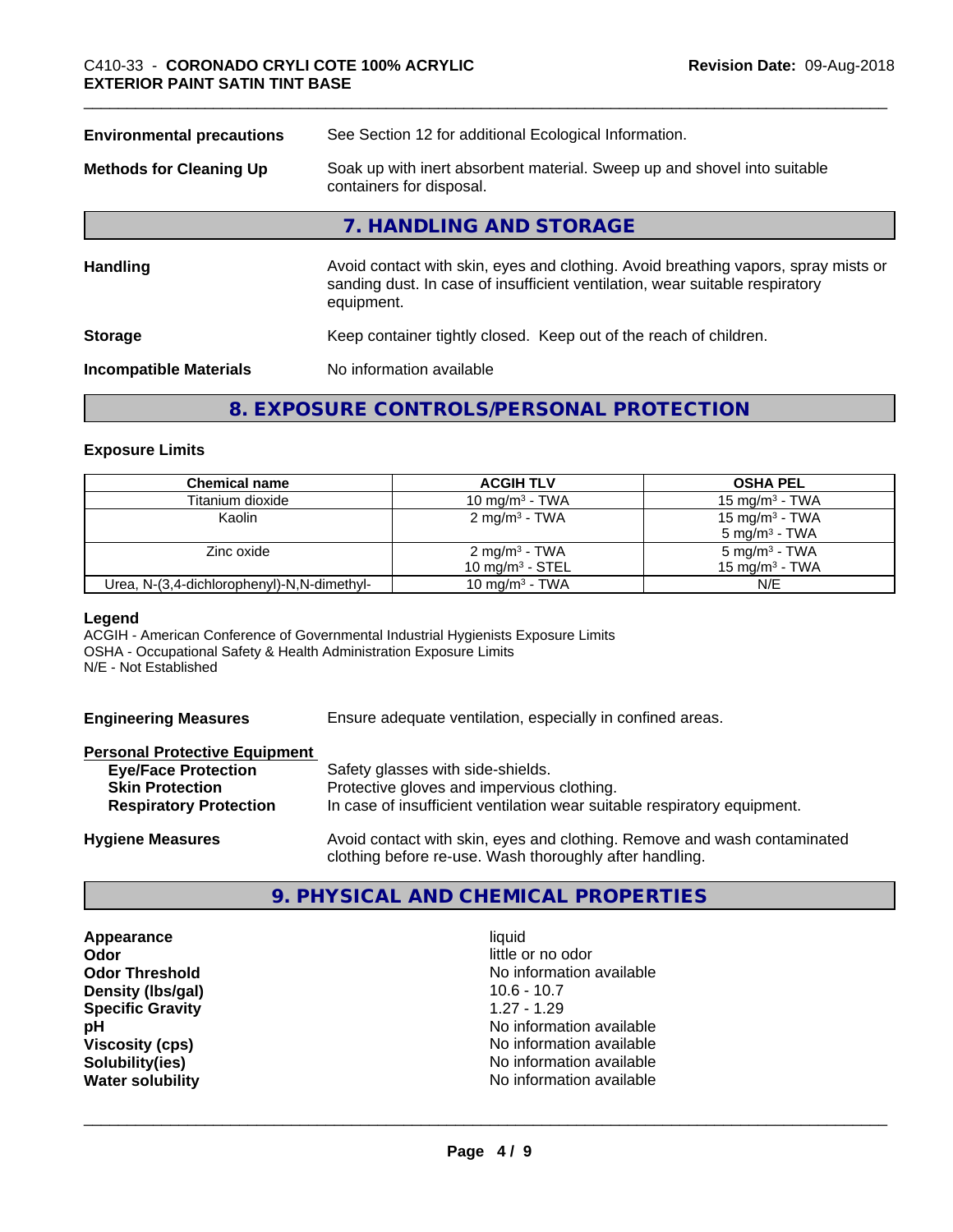| | |
|---|---|
| **Environmental precautions** | See Section 12 for additional Ecological Information. |
| **Methods for Cleaning Up** | Soak up with inert absorbent material. Sweep up and shovel into suitable containers for disposal. |

## 7. HANDLING AND STORAGE

| | |
|---|---|
| **Handling** | Avoid contact with skin, eyes and clothing. Avoid breathing vapors, spray mists or sanding dust. In case of insufficient ventilation, wear suitable respiratory equipment. |
| **Storage** | Keep container tightly closed. Keep out of the reach of children. |
| **Incompatible Materials** | No information available |

## 8. EXPOSURE CONTROLS/PERSONAL PROTECTION

### Exposure Limits

| Chemical name | ACGIH TLV | OSHA PEL |
|---|---|---|
| Titanium dioxide | 10 mg/m³ - TWA | 15 mg/m³ - TWA |
| Kaolin | 2 mg/m³ - TWA | 15 mg/m³ - TWA<br>5 mg/m³ - TWA |
| Zinc oxide | 2 mg/m³ - TWA<br>10 mg/m³ - STEL | 5 mg/m³ - TWA<br>15 mg/m³ - TWA |
| Urea, N-(3,4-dichlorophenyl)-N,N-dimethyl- | 10 mg/m³ - TWA | N/E |

**Legend**

ACGIH - American Conference of Governmental Industrial Hygienists Exposure Limits
OSHA - Occupational Safety & Health Administration Exposure Limits
N/E - Not Established

| | |
|---|---|
| **Engineering Measures** | Ensure adequate ventilation, especially in confined areas. |

**Personal Protective Equipment**

| | |
|---|---|
| **Eye/Face Protection** | Safety glasses with side-shields. |
| **Skin Protection** | Protective gloves and impervious clothing. |
| **Respiratory Protection** | In case of insufficient ventilation wear suitable respiratory equipment. |
| **Hygiene Measures** | Avoid contact with skin, eyes and clothing. Remove and wash contaminated clothing before re-use. Wash thoroughly after handling. |

## 9. PHYSICAL AND CHEMICAL PROPERTIES

| | |
|---|---|
| **Appearance** | liquid |
| **Odor** | little or no odor |
| **Odor Threshold** | No information available |
| **Density (lbs/gal)** | 10.6 - 10.7 |
| **Specific Gravity** | 1.27 - 1.29 |
| **pH** | No information available |
| **Viscosity (cps)** | No information available |
| **Solubility(ies)** | No information available |
| **Water solubility** | No information available |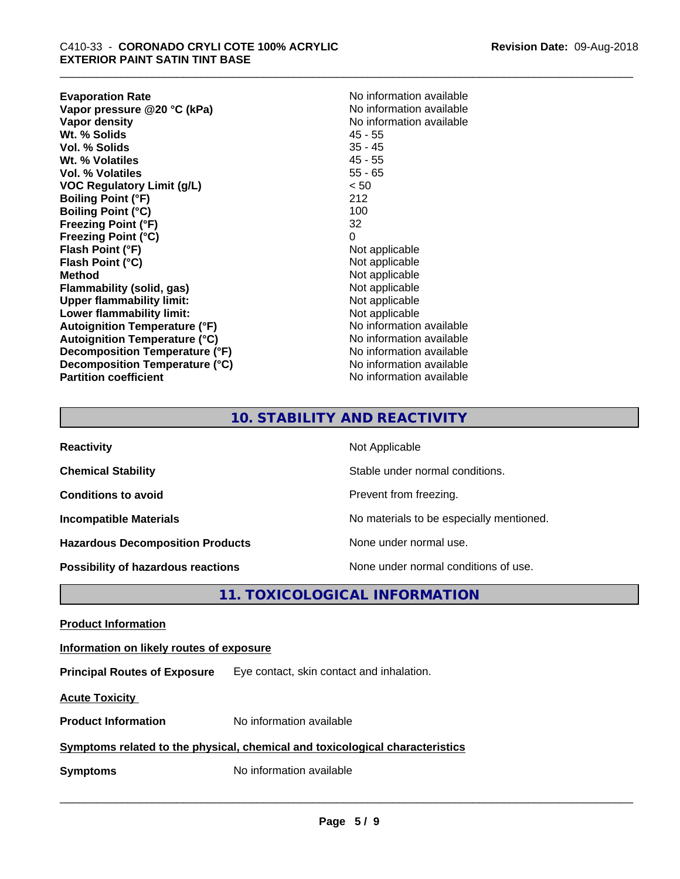| | |
|---|---|
| **Evaporation Rate** | No information available |
| **Vapor pressure @20 °C (kPa)** | No information available |
| **Vapor density** | No information available |
| **Wt. % Solids** | 45 - 55 |
| **Vol. % Solids** | 35 - 45 |
| **Wt. % Volatiles** | 45 - 55 |
| **Vol. % Volatiles** | 55 - 65 |
| **VOC Regulatory Limit (g/L)** | < 50 |
| **Boiling Point (°F)** | 212 |
| **Boiling Point (°C)** | 100 |
| **Freezing Point (°F)** | 32 |
| **Freezing Point (°C)** | 0 |
| **Flash Point (°F)** | Not applicable |
| **Flash Point (°C)** | Not applicable |
| **Method** | Not applicable |
| **Flammability (solid, gas)** | Not applicable |
| **Upper flammability limit:** | Not applicable |
| **Lower flammability limit:** | Not applicable |
| **Autoignition Temperature (°F)** | No information available |
| **Autoignition Temperature (°C)** | No information available |
| **Decomposition Temperature (°F)** | No information available |
| **Decomposition Temperature (°C)** | No information available |
| **Partition coefficient** | No information available |

## 10. STABILITY AND REACTIVITY

| | |
|---|---|
| **Reactivity** | Not Applicable |
| **Chemical Stability** | Stable under normal conditions. |
| **Conditions to avoid** | Prevent from freezing. |
| **Incompatible Materials** | No materials to be especially mentioned. |
| **Hazardous Decomposition Products** | None under normal use. |
| **Possibility of hazardous reactions** | None under normal conditions of use. |

## 11. TOXICOLOGICAL INFORMATION

**Product Information**

**Information on likely routes of exposure**

**Principal Routes of Exposure** Eye contact, skin contact and inhalation.

**Acute Toxicity**

**Product Information** No information available

**Symptoms related to the physical, chemical and toxicological characteristics**

**Symptoms** No information available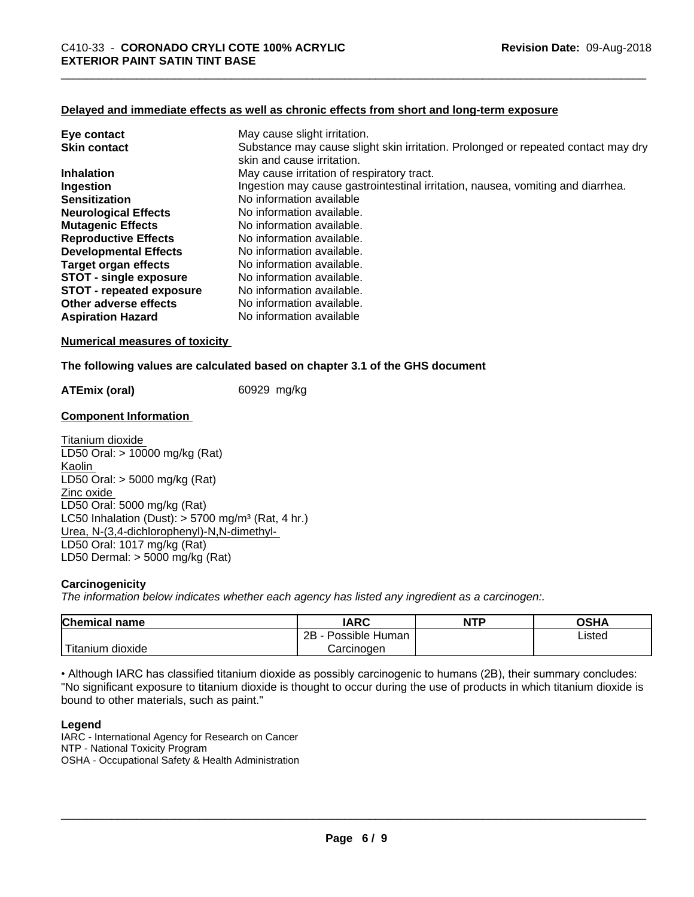**Delayed and immediate effects as well as chronic effects from short and long-term exposure**

| | |
|---|---|
| **Eye contact** | May cause slight irritation. |
| **Skin contact** | Substance may cause slight skin irritation. Prolonged or repeated contact may dry skin and cause irritation. |
| **Inhalation** | May cause irritation of respiratory tract. |
| **Ingestion** | Ingestion may cause gastrointestinal irritation, nausea, vomiting and diarrhea. |
| **Sensitization** | No information available |
| **Neurological Effects** | No information available. |
| **Mutagenic Effects** | No information available. |
| **Reproductive Effects** | No information available. |
| **Developmental Effects** | No information available. |
| **Target organ effects** | No information available. |
| **STOT - single exposure** | No information available. |
| **STOT - repeated exposure** | No information available. |
| **Other adverse effects** | No information available. |
| **Aspiration Hazard** | No information available |

**Numerical measures of toxicity**

**The following values are calculated based on chapter 3.1 of the GHS document**

**ATEmix (oral)** 60929 mg/kg

**Component Information**

Titanium dioxide
LD50 Oral: > 10000 mg/kg (Rat)
Kaolin
LD50 Oral: > 5000 mg/kg (Rat)
Zinc oxide
LD50 Oral: 5000 mg/kg (Rat)
LC50 Inhalation (Dust): > 5700 mg/m³ (Rat, 4 hr.)
Urea, N-(3,4-dichlorophenyl)-N,N-dimethyl-
LD50 Oral: 1017 mg/kg (Rat)
LD50 Dermal: > 5000 mg/kg (Rat)

**Carcinogenicity**

*The information below indicates whether each agency has listed any ingredient as a carcinogen:.*

| Chemical name | IARC | NTP | OSHA |
|---|---|---|---|
| Titanium dioxide | 2B - Possible Human Carcinogen | | Listed |

• Although IARC has classified titanium dioxide as possibly carcinogenic to humans (2B), their summary concludes: "No significant exposure to titanium dioxide is thought to occur during the use of products in which titanium dioxide is bound to other materials, such as paint."

**Legend**

IARC - International Agency for Research on Cancer
NTP - National Toxicity Program
OSHA - Occupational Safety & Health Administration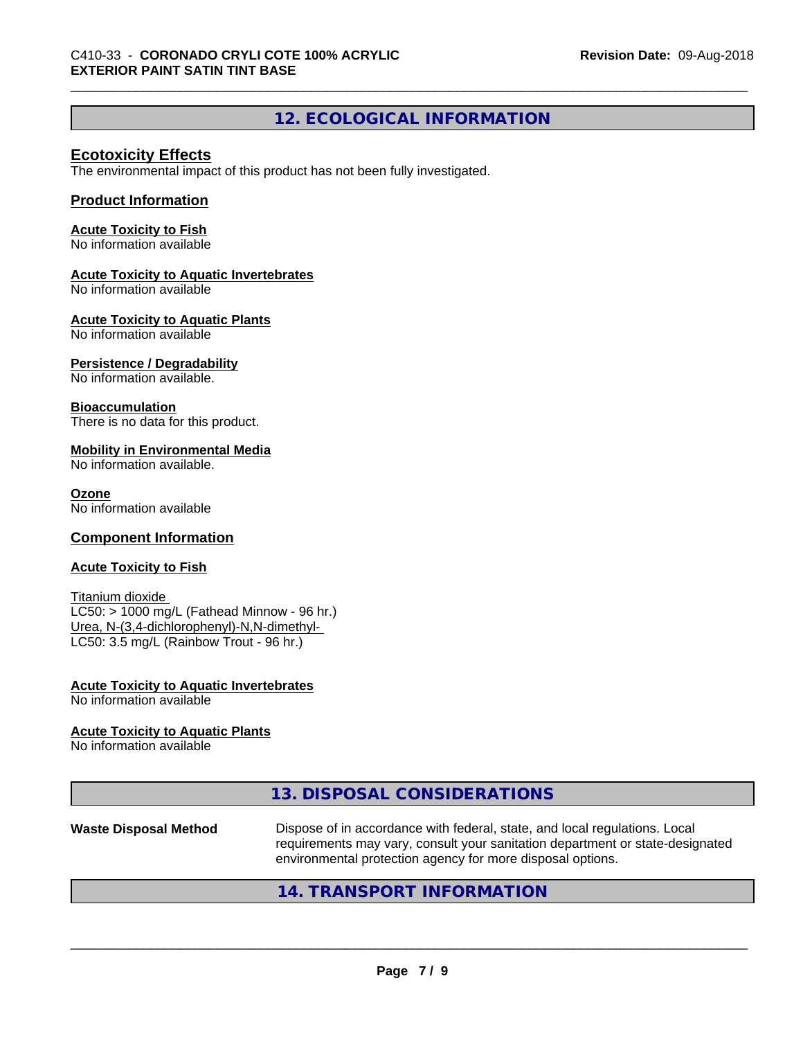## 12. ECOLOGICAL INFORMATION

### Ecotoxicity Effects

The environmental impact of this product has not been fully investigated.

### Product Information

**Acute Toxicity to Fish**
No information available

**Acute Toxicity to Aquatic Invertebrates**
No information available

**Acute Toxicity to Aquatic Plants**
No information available

**Persistence / Degradability**
No information available.

**Bioaccumulation**
There is no data for this product.

**Mobility in Environmental Media**
No information available.

**Ozone**
No information available

### Component Information

**Acute Toxicity to Fish**

Titanium dioxide
LC50: > 1000 mg/L (Fathead Minnow - 96 hr.)
Urea, N-(3,4-dichlorophenyl)-N,N-dimethyl-
LC50: 3.5 mg/L (Rainbow Trout - 96 hr.)

**Acute Toxicity to Aquatic Invertebrates**
No information available

**Acute Toxicity to Aquatic Plants**
No information available

## 13. DISPOSAL CONSIDERATIONS

**Waste Disposal Method** Dispose of in accordance with federal, state, and local regulations. Local requirements may vary, consult your sanitation department or state-designated environmental protection agency for more disposal options.

## 14. TRANSPORT INFORMATION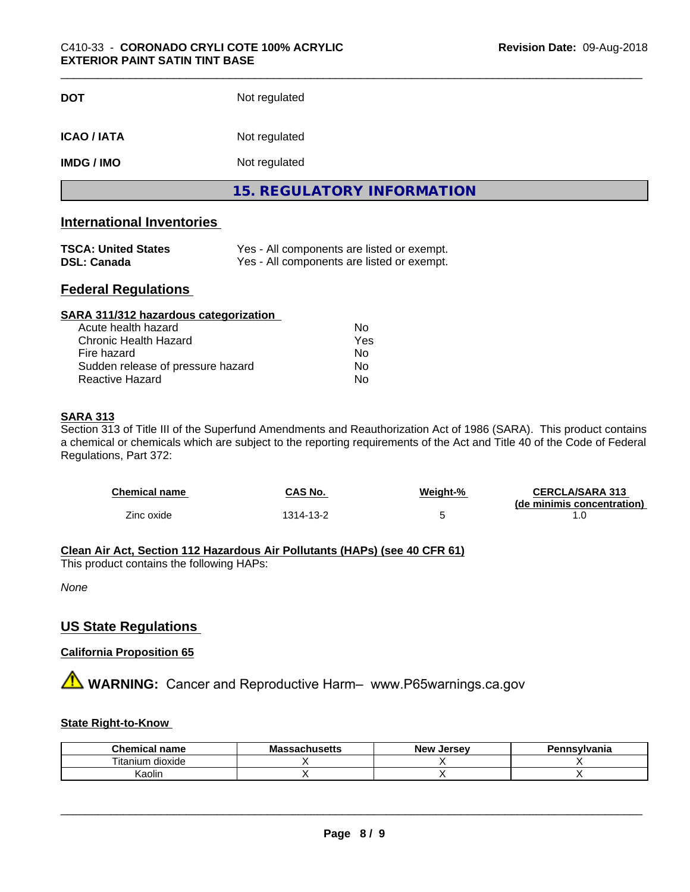| | |
|---|---|
| **DOT** | Not regulated |
| **ICAO / IATA** | Not regulated |
| **IMDG / IMO** | Not regulated |

## 15. REGULATORY INFORMATION

### International Inventories

| | |
|---|---|
| **TSCA: United States** | Yes - All components are listed or exempt. |
| **DSL: Canada** | Yes - All components are listed or exempt. |

### Federal Regulations

**SARA 311/312 hazardous categorization**

| | |
|---|---|
| Acute health hazard | No |
| Chronic Health Hazard | Yes |
| Fire hazard | No |
| Sudden release of pressure hazard | No |
| Reactive Hazard | No |

**SARA 313**

Section 313 of Title III of the Superfund Amendments and Reauthorization Act of 1986 (SARA). This product contains a chemical or chemicals which are subject to the reporting requirements of the Act and Title 40 of the Code of Federal Regulations, Part 372:

| Chemical name | CAS No. | Weight-% | CERCLA/SARA 313 (de minimis concentration) |
|---|---|---|---|
| Zinc oxide | 1314-13-2 | 5 | 1.0 |

**Clean Air Act, Section 112 Hazardous Air Pollutants (HAPs) (see 40 CFR 61)**

This product contains the following HAPs:

*None*

### US State Regulations

**California Proposition 65**

⚠ **WARNING:** Cancer and Reproductive Harm– www.P65warnings.ca.gov

**State Right-to-Know**

| Chemical name | Massachusetts | New Jersey | Pennsylvania |
|---|---|---|---|
| Titanium dioxide | X | X | X |
| Kaolin | X | X | X |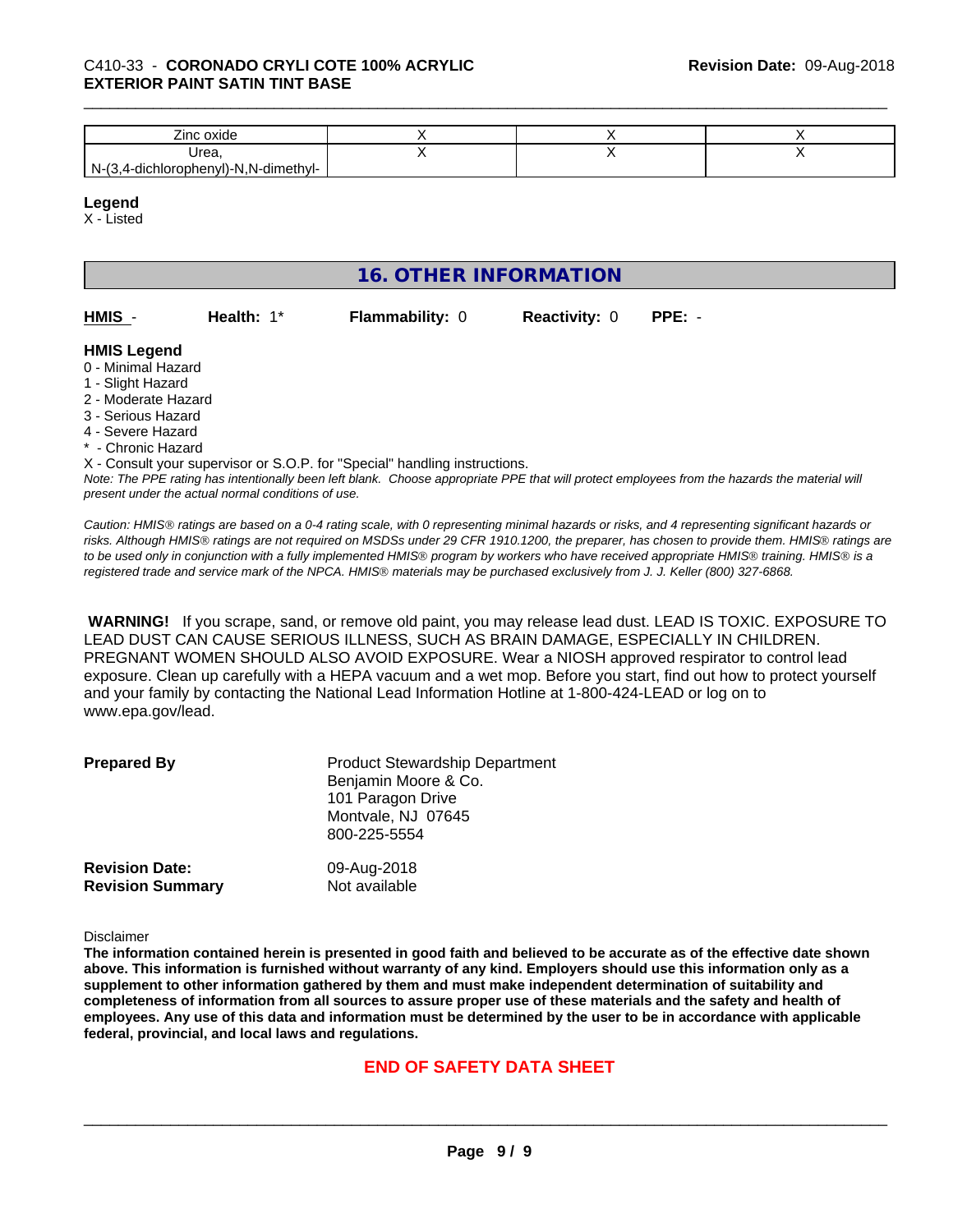| | | | |
|---|---|---|---|
| Zinc oxide | X | X | X |
| Urea, N-(3,4-dichlorophenyl)-N,N-dimethyl- | X | X | X |

**Legend**
X - Listed

## 16. OTHER INFORMATION

**HMIS** - **Health:** 1* **Flammability:** 0 **Reactivity:** 0 **PPE:** -

**HMIS Legend**
0 - Minimal Hazard
1 - Slight Hazard
2 - Moderate Hazard
3 - Serious Hazard
4 - Severe Hazard
* - Chronic Hazard
X - Consult your supervisor or S.O.P. for "Special" handling instructions.
*Note: The PPE rating has intentionally been left blank. Choose appropriate PPE that will protect employees from the hazards the material will present under the actual normal conditions of use.*

*Caution: HMIS® ratings are based on a 0-4 rating scale, with 0 representing minimal hazards or risks, and 4 representing significant hazards or risks. Although HMIS® ratings are not required on MSDSs under 29 CFR 1910.1200, the preparer, has chosen to provide them. HMIS® ratings are to be used only in conjunction with a fully implemented HMIS® program by workers who have received appropriate HMIS® training. HMIS® is a registered trade and service mark of the NPCA. HMIS® materials may be purchased exclusively from J. J. Keller (800) 327-6868.*

**WARNING!** If you scrape, sand, or remove old paint, you may release lead dust. LEAD IS TOXIC. EXPOSURE TO LEAD DUST CAN CAUSE SERIOUS ILLNESS, SUCH AS BRAIN DAMAGE, ESPECIALLY IN CHILDREN. PREGNANT WOMEN SHOULD ALSO AVOID EXPOSURE. Wear a NIOSH approved respirator to control lead exposure. Clean up carefully with a HEPA vacuum and a wet mop. Before you start, find out how to protect yourself and your family by contacting the National Lead Information Hotline at 1-800-424-LEAD or log on to www.epa.gov/lead.

**Prepared By**
Product Stewardship Department
Benjamin Moore & Co.
101 Paragon Drive
Montvale, NJ 07645
800-225-5554

**Revision Date:** 09-Aug-2018
**Revision Summary** Not available

Disclaimer
**The information contained herein is presented in good faith and believed to be accurate as of the effective date shown above. This information is furnished without warranty of any kind. Employers should use this information only as a supplement to other information gathered by them and must make independent determination of suitability and completeness of information from all sources to assure proper use of these materials and the safety and health of employees. Any use of this data and information must be determined by the user to be in accordance with applicable federal, provincial, and local laws and regulations.**

**END OF SAFETY DATA SHEET**